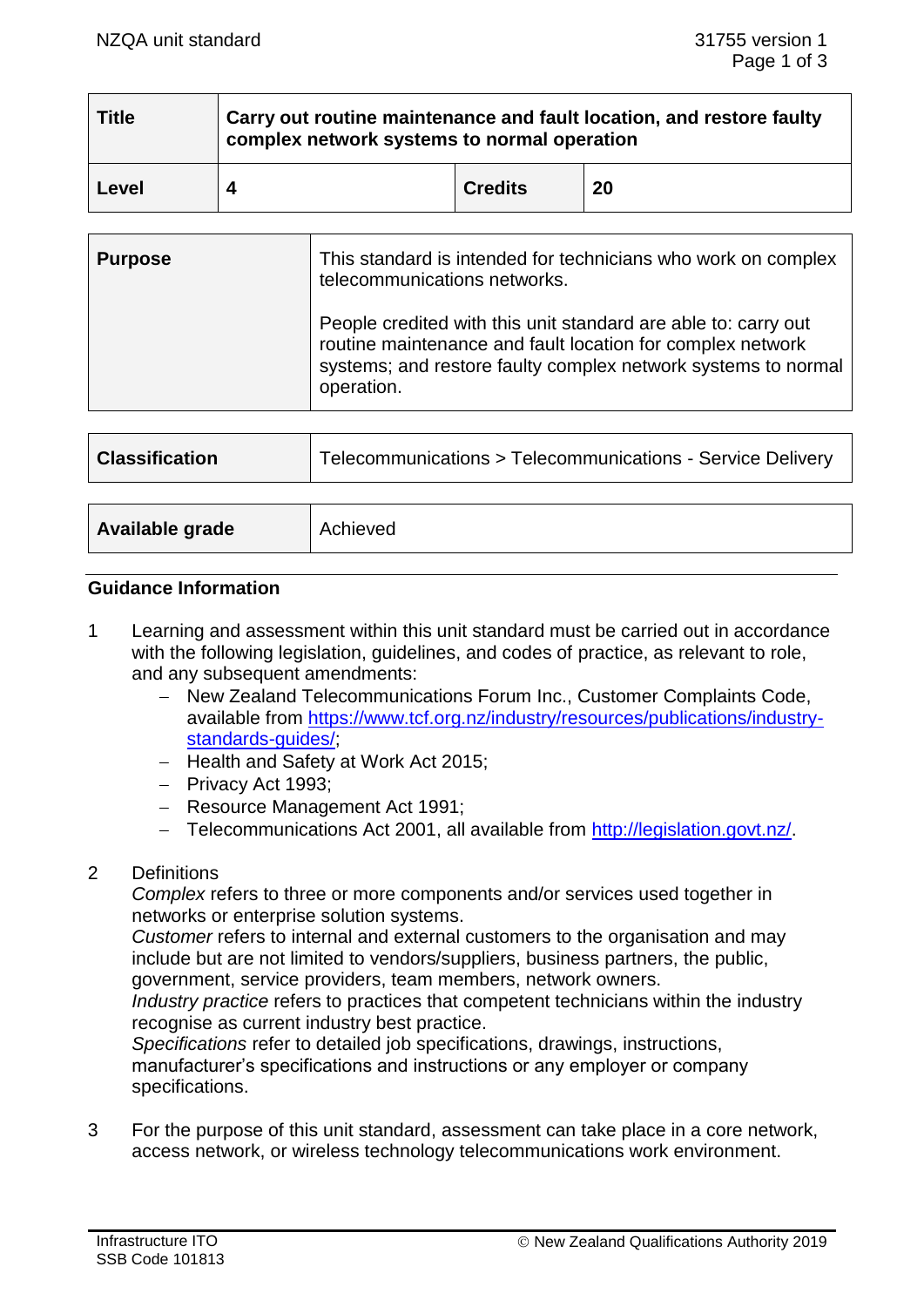| Title | Carry out routine maintenance and fault location, and restore faulty complex network systems to normal operation | | |
|---|---|---|---|
| Level | 4 | Credits | 20 |

| Purpose | This standard is intended for technicians who work on complex telecommunications networks.<br><br>People credited with this unit standard are able to: carry out routine maintenance and fault location for complex network systems; and restore faulty complex network systems to normal operation. |
|---|---|

| Classification | Telecommunications > Telecommunications - Service Delivery |
|---|---|

| Available grade | Achieved |
|---|---|

## Guidance Information

1. Learning and assessment within this unit standard must be carried out in accordance with the following legislation, guidelines, and codes of practice, as relevant to role, and any subsequent amendments:
   - New Zealand Telecommunications Forum Inc., Customer Complaints Code, available from https://www.tcf.org.nz/industry/resources/publications/industry-standards-guides/;
   - Health and Safety at Work Act 2015;
   - Privacy Act 1993;
   - Resource Management Act 1991;
   - Telecommunications Act 2001, all available from http://legislation.govt.nz/.

2. Definitions
   *Complex* refers to three or more components and/or services used together in networks or enterprise solution systems.
   *Customer* refers to internal and external customers to the organisation and may include but are not limited to vendors/suppliers, business partners, the public, government, service providers, team members, network owners.
   *Industry practice* refers to practices that competent technicians within the industry recognise as current industry best practice.
   *Specifications* refer to detailed job specifications, drawings, instructions, manufacturer's specifications and instructions or any employer or company specifications.

3. For the purpose of this unit standard, assessment can take place in a core network, access network, or wireless technology telecommunications work environment.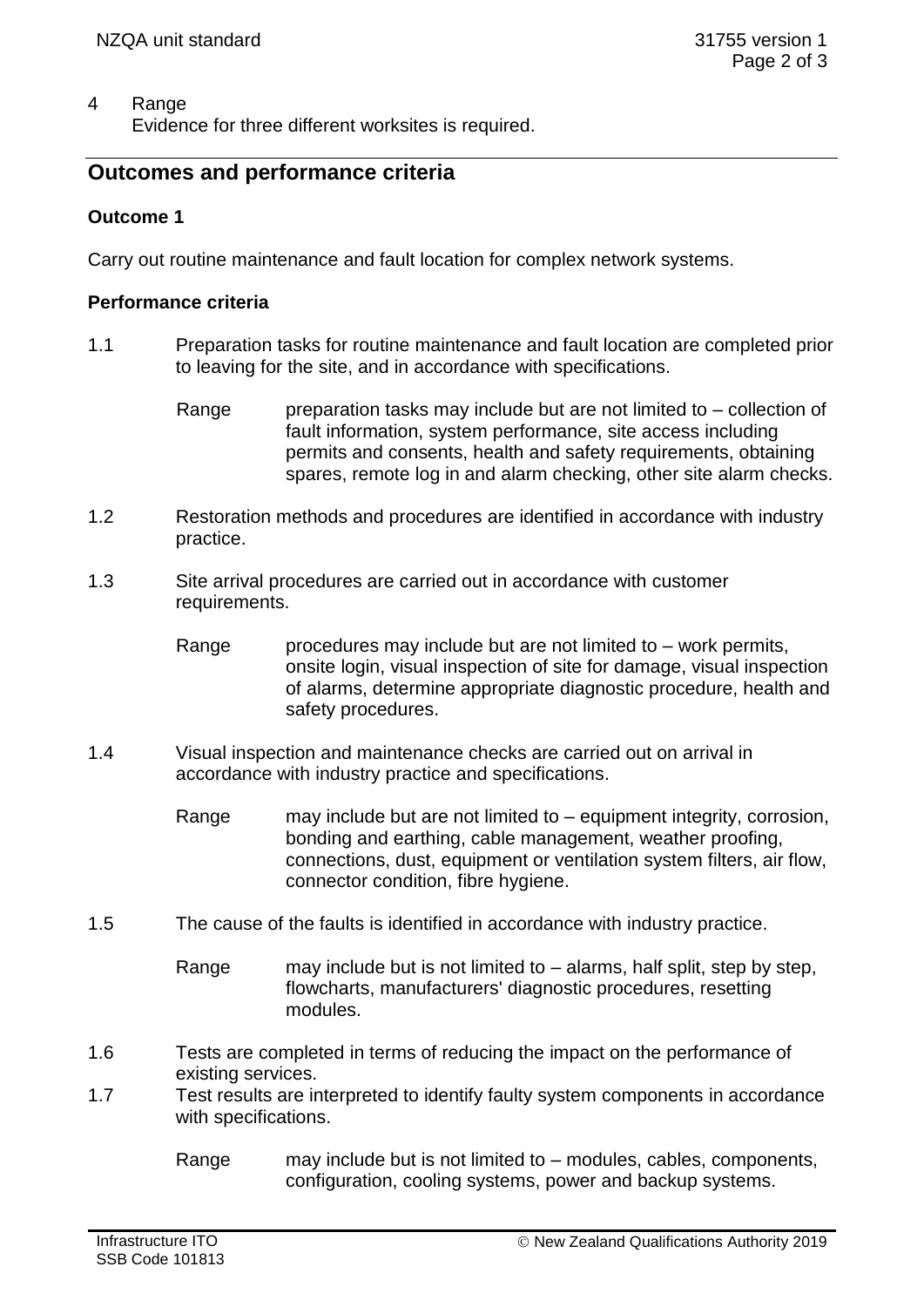4 Range
Evidence for three different worksites is required.

## Outcomes and performance criteria

### Outcome 1

Carry out routine maintenance and fault location for complex network systems.

#### Performance criteria

1.1 Preparation tasks for routine maintenance and fault location are completed prior to leaving for the site, and in accordance with specifications.

Range preparation tasks may include but are not limited to – collection of fault information, system performance, site access including permits and consents, health and safety requirements, obtaining spares, remote log in and alarm checking, other site alarm checks.

1.2 Restoration methods and procedures are identified in accordance with industry practice.

1.3 Site arrival procedures are carried out in accordance with customer requirements.

Range procedures may include but are not limited to – work permits, onsite login, visual inspection of site for damage, visual inspection of alarms, determine appropriate diagnostic procedure, health and safety procedures.

1.4 Visual inspection and maintenance checks are carried out on arrival in accordance with industry practice and specifications.

Range may include but are not limited to – equipment integrity, corrosion, bonding and earthing, cable management, weather proofing, connections, dust, equipment or ventilation system filters, air flow, connector condition, fibre hygiene.

1.5 The cause of the faults is identified in accordance with industry practice.

Range may include but is not limited to – alarms, half split, step by step, flowcharts, manufacturers' diagnostic procedures, resetting modules.

1.6 Tests are completed in terms of reducing the impact on the performance of existing services.

1.7 Test results are interpreted to identify faulty system components in accordance with specifications.

Range may include but is not limited to – modules, cables, components, configuration, cooling systems, power and backup systems.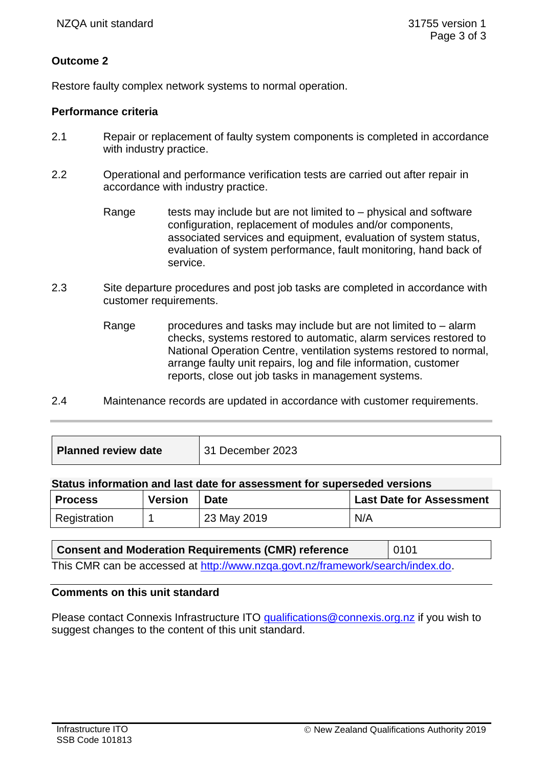## Outcome 2

Restore faulty complex network systems to normal operation.

### Performance criteria

2.1 Repair or replacement of faulty system components is completed in accordance with industry practice.

2.2 Operational and performance verification tests are carried out after repair in accordance with industry practice.

Range tests may include but are not limited to – physical and software configuration, replacement of modules and/or components, associated services and equipment, evaluation of system status, evaluation of system performance, fault monitoring, hand back of service.

2.3 Site departure procedures and post job tasks are completed in accordance with customer requirements.

Range procedures and tasks may include but are not limited to – alarm checks, systems restored to automatic, alarm services restored to National Operation Centre, ventilation systems restored to normal, arrange faulty unit repairs, log and file information, customer reports, close out job tasks in management systems.

2.4 Maintenance records are updated in accordance with customer requirements.

---

| | |
|---|---|
| **Planned review date** | 31 December 2023 |

**Status information and last date for assessment for superseded versions**

| Process | Version | Date | Last Date for Assessment |
|---|---|---|---|
| Registration | 1 | 23 May 2019 | N/A |

| | |
|---|---|
| **Consent and Moderation Requirements (CMR) reference** | 0101 |

This CMR can be accessed at http://www.nzqa.govt.nz/framework/search/index.do.

---

**Comments on this unit standard**

Please contact Connexis Infrastructure ITO qualifications@connexis.org.nz if you wish to suggest changes to the content of this unit standard.